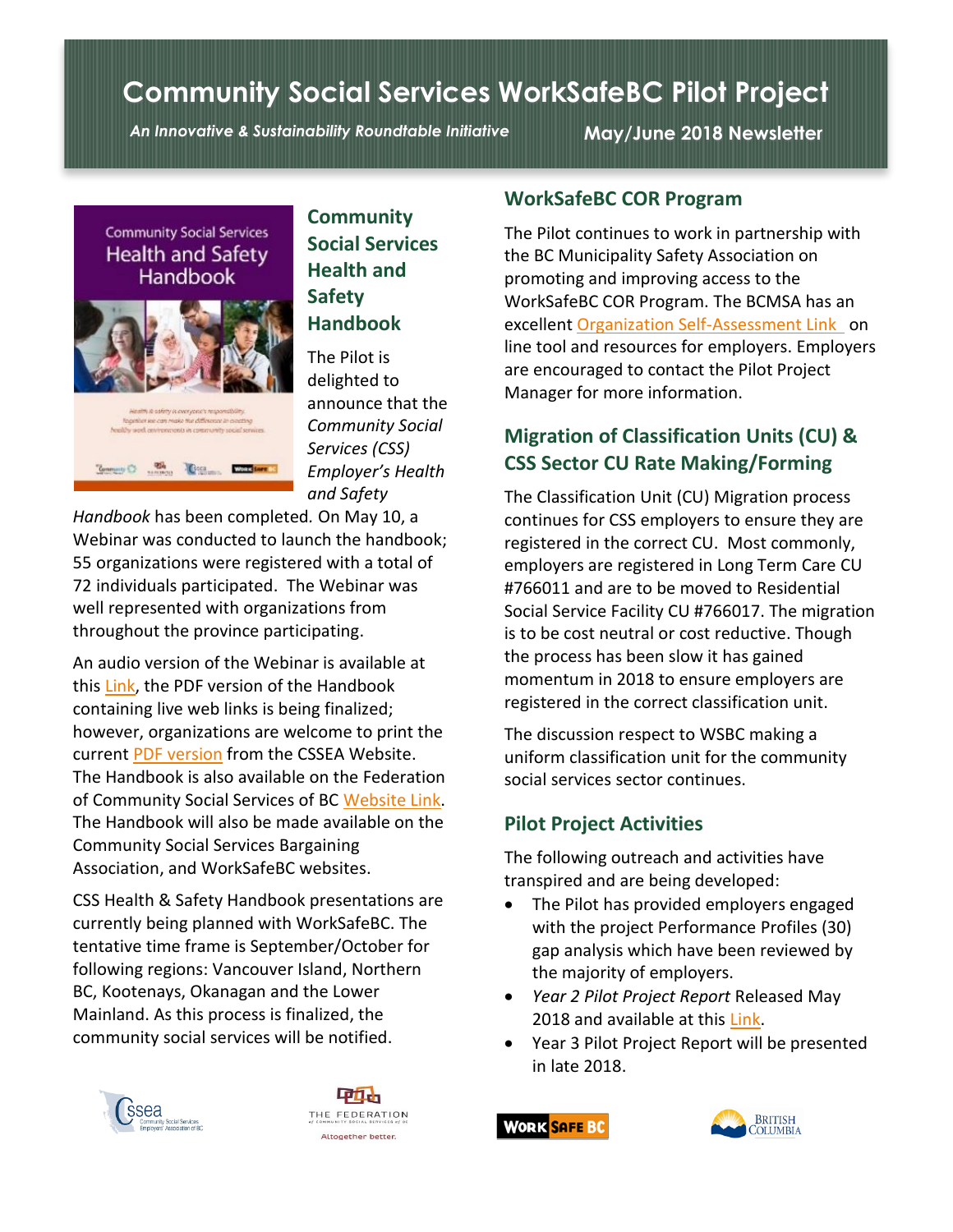# Community Social Services WorkSafeBC Pilot Project

*An Innovative & Sustainability Roundtable Initiative*

**May/June 2018 Newsletter**

## Community Social Services Health and Safety Handbook

The Pilot is delighted to announce that the *Community Social Services (CSS) Employer's Health and Safety Handbook* has been completed. On May 10, a Webinar was conducted to launch the handbook; 55 organizations were registered with a total of 72 individuals participated. The Webinar was well represented with organizations from throughout the province participating.

An audio version of the Webinar is available at this Link, the PDF version of the Handbook containing live web links is being finalized; however, organizations are welcome to print the current PDF version from the CSSEA Website. The Handbook is also available on the Federation of Community Social Services of BC Website Link. The Handbook will also be made available on the Community Social Services Bargaining Association, and WorkSafeBC websites.

CSS Health & Safety Handbook presentations are currently being planned with WorkSafeBC. The tentative time frame is September/October for following regions: Vancouver Island, Northern BC, Kootenays, Okanagan and the Lower Mainland. As this process is finalized, the community social services will be notified.

## WorkSafeBC COR Program

The Pilot continues to work in partnership with the BC Municipality Safety Association on promoting and improving access to the WorkSafeBC COR Program. The BCMSA has an excellent Organization Self-Assessment Link on line tool and resources for employers. Employers are encouraged to contact the Pilot Project Manager for more information.

## Migration of Classification Units (CU) & CSS Sector CU Rate Making/Forming

The Classification Unit (CU) Migration process continues for CSS employers to ensure they are registered in the correct CU. Most commonly, employers are registered in Long Term Care CU #766011 and are to be moved to Residential Social Service Facility CU #766017. The migration is to be cost neutral or cost reductive. Though the process has been slow it has gained momentum in 2018 to ensure employers are registered in the correct classification unit.

The discussion respect to WSBC making a uniform classification unit for the community social services sector continues.

## Pilot Project Activities

The following outreach and activities have transpired and are being developed:

- The Pilot has provided employers engaged with the project Performance Profiles (30) gap analysis which have been reviewed by the majority of employers.
- *Year 2 Pilot Project Report* Released May 2018 and available at this Link.
- Year 3 Pilot Project Report will be presented in late 2018.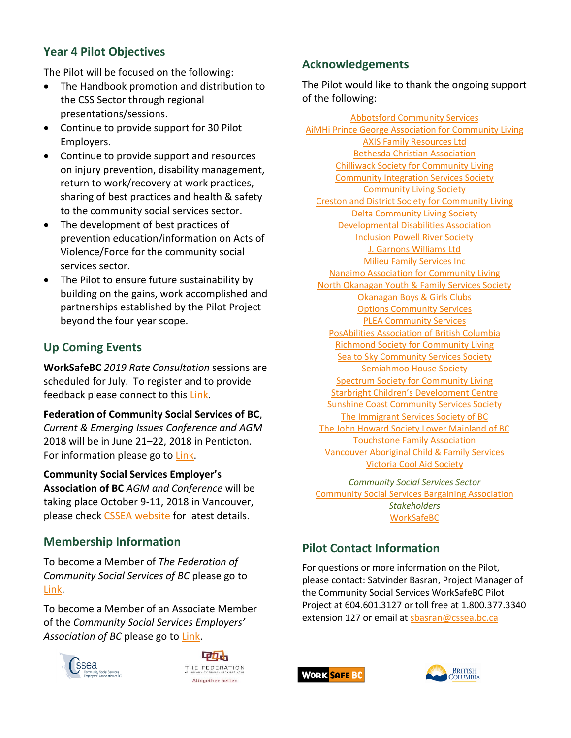## Year 4 Pilot Objectives

The Pilot will be focused on the following:

- The Handbook promotion and distribution to the CSS Sector through regional presentations/sessions.
- Continue to provide support for 30 Pilot Employers.
- Continue to provide support and resources on injury prevention, disability management, return to work/recovery at work practices, sharing of best practices and health & safety to the community social services sector.
- The development of best practices of prevention education/information on Acts of Violence/Force for the community social services sector.
- The Pilot to ensure future sustainability by building on the gains, work accomplished and partnerships established by the Pilot Project beyond the four year scope.

## Up Coming Events

**WorkSafeBC** *2019 Rate Consultation* sessions are scheduled for July. To register and to provide feedback please connect to this Link.

**Federation of Community Social Services of BC**, *Current & Emerging Issues Conference and AGM* 2018 will be in June 21–22, 2018 in Penticton. For information please go to Link.

**Community Social Services Employer's Association of BC** *AGM and Conference* will be taking place October 9-11, 2018 in Vancouver, please check CSSEA website for latest details.

## Membership Information

To become a Member of *The Federation of Community Social Services of BC* please go to Link.

To become a Member of an Associate Member of the *Community Social Services Employers' Association of BC* please go to Link.

## Acknowledgements

The Pilot would like to thank the ongoing support of the following:

Abbotsford Community Services
AiMHi Prince George Association for Community Living
AXIS Family Resources Ltd
Bethesda Christian Association
Chilliwack Society for Community Living
Community Integration Services Society
Community Living Society
Creston and District Society for Community Living
Delta Community Living Society
Developmental Disabilities Association
Inclusion Powell River Society
J. Garnons Williams Ltd
Milieu Family Services Inc
Nanaimo Association for Community Living
North Okanagan Youth & Family Services Society
Okanagan Boys & Girls Clubs
Options Community Services
PLEA Community Services
PosAbilities Association of British Columbia
Richmond Society for Community Living
Sea to Sky Community Services Society
Semiahmoo House Society
Spectrum Society for Community Living
Starbright Children's Development Centre
Sunshine Coast Community Services Society
The Immigrant Services Society of BC
The John Howard Society Lower Mainland of BC
Touchstone Family Association
Vancouver Aboriginal Child & Family Services
Victoria Cool Aid Society

*Community Social Services Sector*
Community Social Services Bargaining Association
*Stakeholders*
WorkSafeBC

## Pilot Contact Information

For questions or more information on the Pilot, please contact: Satvinder Basran, Project Manager of the Community Social Services WorkSafeBC Pilot Project at 604.601.3127 or toll free at 1.800.377.3340 extension 127 or email at sbasran@cssea.bc.ca